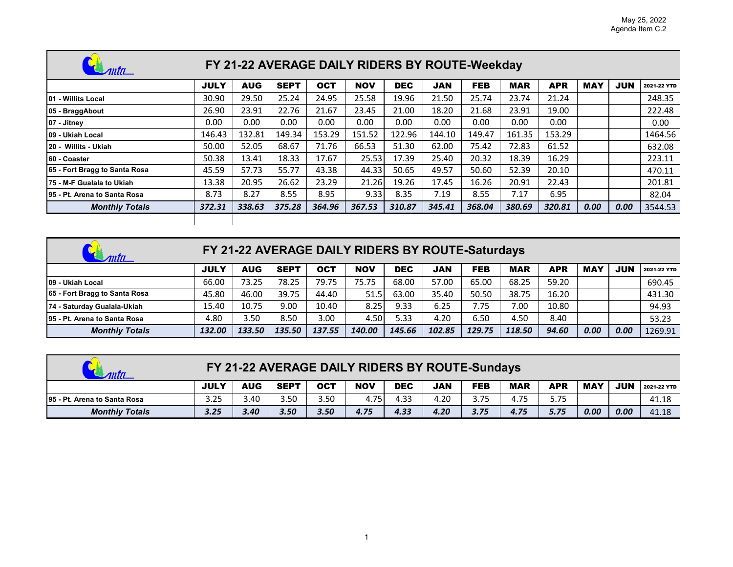May 25, 2022
Agenda Item C.2

## FY 21-22 AVERAGE DAILY RIDERS BY ROUTE-Weekday

| | JULY | AUG | SEPT | OCT | NOV | DEC | JAN | FEB | MAR | APR | MAY | JUN | 2021-22 YTD |
|---|---|---|---|---|---|---|---|---|---|---|---|---|---|
| 01 - Willits Local | 30.90 | 29.50 | 25.24 | 24.95 | 25.58 | 19.96 | 21.50 | 25.74 | 23.74 | 21.24 | | | 248.35 |
| 05 - BraggAbout | 26.90 | 23.91 | 22.76 | 21.67 | 23.45 | 21.00 | 18.20 | 21.68 | 23.91 | 19.00 | | | 222.48 |
| 07 - Jitney | 0.00 | 0.00 | 0.00 | 0.00 | 0.00 | 0.00 | 0.00 | 0.00 | 0.00 | 0.00 | | | 0.00 |
| 09 - Ukiah Local | 146.43 | 132.81 | 149.34 | 153.29 | 151.52 | 122.96 | 144.10 | 149.47 | 161.35 | 153.29 | | | 1464.56 |
| 20 - Willits - Ukiah | 50.00 | 52.05 | 68.67 | 71.76 | 66.53 | 51.30 | 62.00 | 75.42 | 72.83 | 61.52 | | | 632.08 |
| 60 - Coaster | 50.38 | 13.41 | 18.33 | 17.67 | 25.53 | 17.39 | 25.40 | 20.32 | 18.39 | 16.29 | | | 223.11 |
| 65 - Fort Bragg to Santa Rosa | 45.59 | 57.73 | 55.77 | 43.38 | 44.33 | 50.65 | 49.57 | 50.60 | 52.39 | 20.10 | | | 470.11 |
| 75 - M-F Gualala to Ukiah | 13.38 | 20.95 | 26.62 | 23.29 | 21.26 | 19.26 | 17.45 | 16.26 | 20.91 | 22.43 | | | 201.81 |
| 95 - Pt. Arena to Santa Rosa | 8.73 | 8.27 | 8.55 | 8.95 | 9.33 | 8.35 | 7.19 | 8.55 | 7.17 | 6.95 | | | 82.04 |
| ***Monthly Totals*** | ***372.31*** | ***338.63*** | ***375.28*** | ***364.96*** | ***367.53*** | ***310.87*** | ***345.41*** | ***368.04*** | ***380.69*** | ***320.81*** | ***0.00*** | ***0.00*** | 3544.53 |

## FY 21-22 AVERAGE DAILY RIDERS BY ROUTE-Saturdays

| | JULY | AUG | SEPT | OCT | NOV | DEC | JAN | FEB | MAR | APR | MAY | JUN | 2021-22 YTD |
|---|---|---|---|---|---|---|---|---|---|---|---|---|---|
| 09 - Ukiah Local | 66.00 | 73.25 | 78.25 | 79.75 | 75.75 | 68.00 | 57.00 | 65.00 | 68.25 | 59.20 | | | 690.45 |
| 65 - Fort Bragg to Santa Rosa | 45.80 | 46.00 | 39.75 | 44.40 | 51.5 | 63.00 | 35.40 | 50.50 | 38.75 | 16.20 | | | 431.30 |
| 74 - Saturday Gualala-Ukiah | 15.40 | 10.75 | 9.00 | 10.40 | 8.25 | 9.33 | 6.25 | 7.75 | 7.00 | 10.80 | | | 94.93 |
| 95 - Pt. Arena to Santa Rosa | 4.80 | 3.50 | 8.50 | 3.00 | 4.50 | 5.33 | 4.20 | 6.50 | 4.50 | 8.40 | | | 53.23 |
| ***Monthly Totals*** | ***132.00*** | ***133.50*** | ***135.50*** | ***137.55*** | ***140.00*** | ***145.66*** | ***102.85*** | ***129.75*** | ***118.50*** | ***94.60*** | ***0.00*** | ***0.00*** | 1269.91 |

## FY 21-22 AVERAGE DAILY RIDERS BY ROUTE-Sundays

| | JULY | AUG | SEPT | OCT | NOV | DEC | JAN | FEB | MAR | APR | MAY | JUN | 2021-22 YTD |
|---|---|---|---|---|---|---|---|---|---|---|---|---|---|
| 95 - Pt. Arena to Santa Rosa | 3.25 | 3.40 | 3.50 | 3.50 | 4.75 | 4.33 | 4.20 | 3.75 | 4.75 | 5.75 | | | 41.18 |
| ***Monthly Totals*** | ***3.25*** | ***3.40*** | ***3.50*** | ***3.50*** | ***4.75*** | ***4.33*** | ***4.20*** | ***3.75*** | ***4.75*** | ***5.75*** | ***0.00*** | ***0.00*** | 41.18 |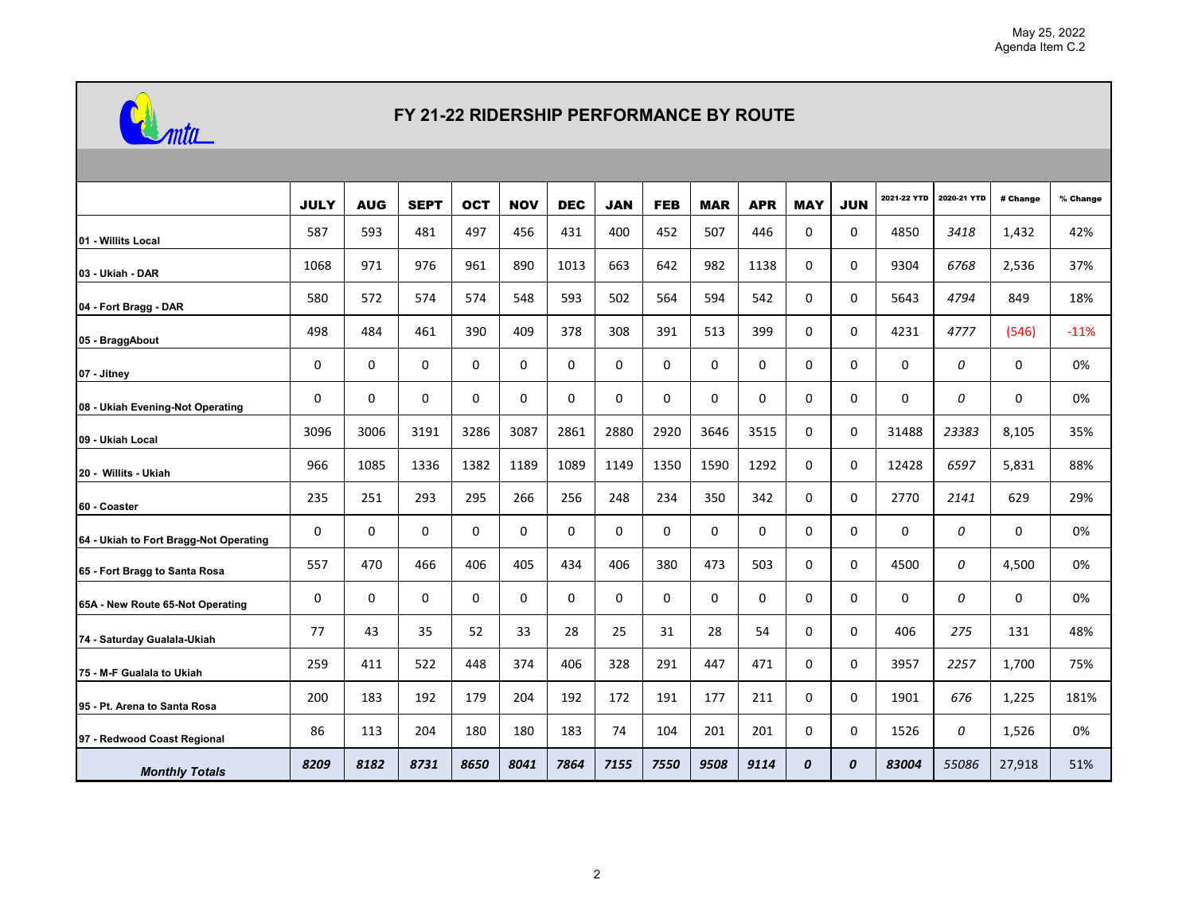May 25, 2022
Agenda Item C.2

# FY 21-22 RIDERSHIP PERFORMANCE BY ROUTE

| | JULY | AUG | SEPT | OCT | NOV | DEC | JAN | FEB | MAR | APR | MAY | JUN | 2021-22 YTD | 2020-21 YTD | # Change | % Change |
|---|---|---|---|---|---|---|---|---|---|---|---|---|---|---|---|---|
| 01 - Willits Local | 587 | 593 | 481 | 497 | 456 | 431 | 400 | 452 | 507 | 446 | 0 | 0 | 4850 | 3418 | 1,432 | 42% |
| 03 - Ukiah - DAR | 1068 | 971 | 976 | 961 | 890 | 1013 | 663 | 642 | 982 | 1138 | 0 | 0 | 9304 | 6768 | 2,536 | 37% |
| 04 - Fort Bragg - DAR | 580 | 572 | 574 | 574 | 548 | 593 | 502 | 564 | 594 | 542 | 0 | 0 | 5643 | 4794 | 849 | 18% |
| 05 - BraggAbout | 498 | 484 | 461 | 390 | 409 | 378 | 308 | 391 | 513 | 399 | 0 | 0 | 4231 | 4777 | (546) | -11% |
| 07 - Jitney | 0 | 0 | 0 | 0 | 0 | 0 | 0 | 0 | 0 | 0 | 0 | 0 | 0 | 0 | 0 | 0% |
| 08 - Ukiah Evening-Not Operating | 0 | 0 | 0 | 0 | 0 | 0 | 0 | 0 | 0 | 0 | 0 | 0 | 0 | 0 | 0 | 0% |
| 09 - Ukiah Local | 3096 | 3006 | 3191 | 3286 | 3087 | 2861 | 2880 | 2920 | 3646 | 3515 | 0 | 0 | 31488 | 23383 | 8,105 | 35% |
| 20 - Willits - Ukiah | 966 | 1085 | 1336 | 1382 | 1189 | 1089 | 1149 | 1350 | 1590 | 1292 | 0 | 0 | 12428 | 6597 | 5,831 | 88% |
| 60 - Coaster | 235 | 251 | 293 | 295 | 266 | 256 | 248 | 234 | 350 | 342 | 0 | 0 | 2770 | 2141 | 629 | 29% |
| 64 - Ukiah to Fort Bragg-Not Operating | 0 | 0 | 0 | 0 | 0 | 0 | 0 | 0 | 0 | 0 | 0 | 0 | 0 | 0 | 0 | 0% |
| 65 - Fort Bragg to Santa Rosa | 557 | 470 | 466 | 406 | 405 | 434 | 406 | 380 | 473 | 503 | 0 | 0 | 4500 | 0 | 4,500 | 0% |
| 65A - New Route 65-Not Operating | 0 | 0 | 0 | 0 | 0 | 0 | 0 | 0 | 0 | 0 | 0 | 0 | 0 | 0 | 0 | 0% |
| 74 - Saturday Gualala-Ukiah | 77 | 43 | 35 | 52 | 33 | 28 | 25 | 31 | 28 | 54 | 0 | 0 | 406 | 275 | 131 | 48% |
| 75 - M-F Gualala to Ukiah | 259 | 411 | 522 | 448 | 374 | 406 | 328 | 291 | 447 | 471 | 0 | 0 | 3957 | 2257 | 1,700 | 75% |
| 95 - Pt. Arena to Santa Rosa | 200 | 183 | 192 | 179 | 204 | 192 | 172 | 191 | 177 | 211 | 0 | 0 | 1901 | 676 | 1,225 | 181% |
| 97 - Redwood Coast Regional | 86 | 113 | 204 | 180 | 180 | 183 | 74 | 104 | 201 | 201 | 0 | 0 | 1526 | 0 | 1,526 | 0% |
| ***Monthly Totals*** | ***8209*** | ***8182*** | ***8731*** | ***8650*** | ***8041*** | ***7864*** | ***7155*** | ***7550*** | ***9508*** | ***9114*** | ***0*** | ***0*** | ***83004*** | 55086 | 27,918 | 51% |